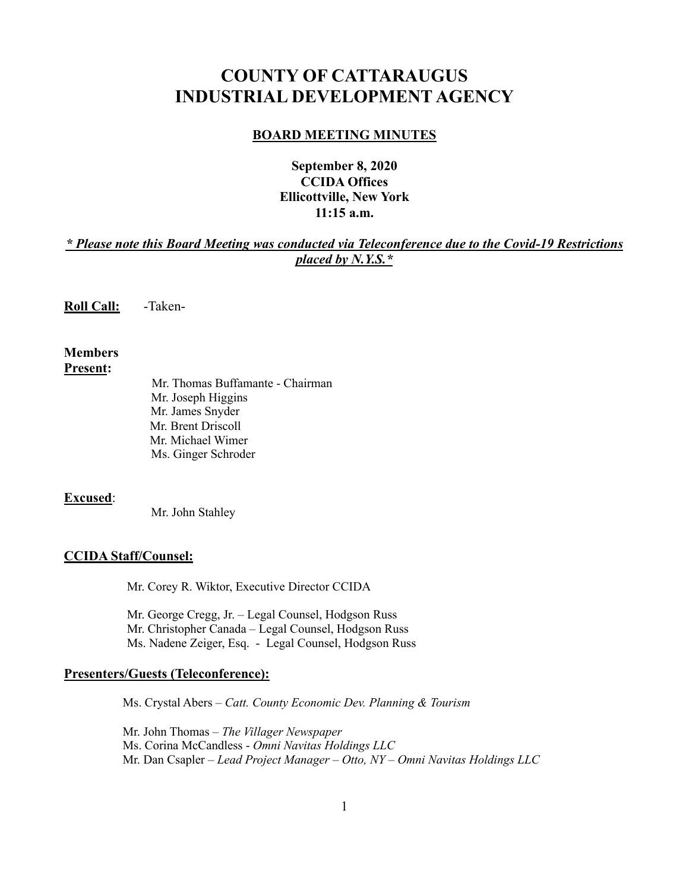# COUNTY OF CATTARAUGUS INDUSTRIAL DEVELOPMENT AGENCY

## BOARD MEETING MINUTES

**September 8, 2020**
**CCIDA Offices**
**Ellicottville, New York**
**11:15 a.m.**

***\* Please note this Board Meeting was conducted via Teleconference due to the Covid-19 Restrictions placed by N.Y.S.\****

**Roll Call:** -Taken-

**Members Present:**

Mr. Thomas Buffamante - Chairman
Mr. Joseph Higgins
Mr. James Snyder
Mr. Brent Driscoll
Mr. Michael Wimer
Ms. Ginger Schroder

**Excused**:

Mr. John Stahley

**CCIDA Staff/Counsel:**

Mr. Corey R. Wiktor, Executive Director CCIDA

Mr. George Cregg, Jr. – Legal Counsel, Hodgson Russ
Mr. Christopher Canada – Legal Counsel, Hodgson Russ
Ms. Nadene Zeiger, Esq. - Legal Counsel, Hodgson Russ

**Presenters/Guests (Teleconference):**

Ms. Crystal Abers – *Catt. County Economic Dev. Planning & Tourism*

Mr. John Thomas – *The Villager Newspaper*
Ms. Corina McCandless - *Omni Navitas Holdings LLC*
Mr. Dan Csapler – *Lead Project Manager – Otto, NY – Omni Navitas Holdings LLC*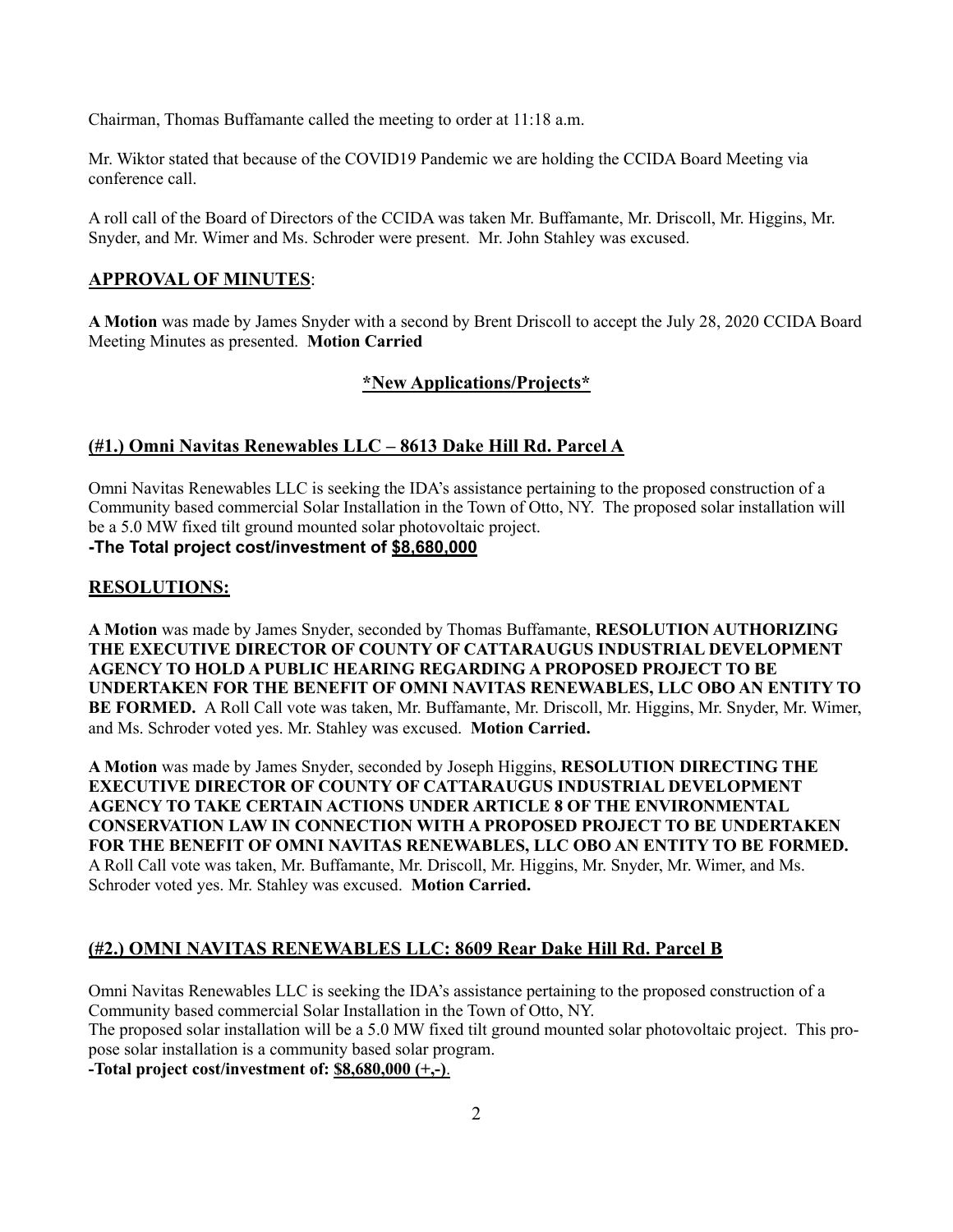Chairman, Thomas Buffamante called the meeting to order at 11:18 a.m.

Mr. Wiktor stated that because of the COVID19 Pandemic we are holding the CCIDA Board Meeting via conference call.

A roll call of the Board of Directors of the CCIDA was taken Mr. Buffamante, Mr. Driscoll, Mr. Higgins, Mr. Snyder, and Mr. Wimer and Ms. Schroder were present. Mr. John Stahley was excused.

## APPROVAL OF MINUTES:

**A Motion** was made by James Snyder with a second by Brent Driscoll to accept the July 28, 2020 CCIDA Board Meeting Minutes as presented. **Motion Carried**

## *New Applications/Projects*

### (#1.) Omni Navitas Renewables LLC – 8613 Dake Hill Rd. Parcel A

Omni Navitas Renewables LLC is seeking the IDA's assistance pertaining to the proposed construction of a Community based commercial Solar Installation in the Town of Otto, NY. The proposed solar installation will be a 5.0 MW fixed tilt ground mounted solar photovoltaic project.

**-The Total project cost/investment of $8,680,000**

## RESOLUTIONS:

**A Motion** was made by James Snyder, seconded by Thomas Buffamante, **RESOLUTION AUTHORIZING THE EXECUTIVE DIRECTOR OF COUNTY OF CATTARAUGUS INDUSTRIAL DEVELOPMENT AGENCY TO HOLD A PUBLIC HEARING REGARDING A PROPOSED PROJECT TO BE UNDERTAKEN FOR THE BENEFIT OF OMNI NAVITAS RENEWABLES, LLC OBO AN ENTITY TO BE FORMED.** A Roll Call vote was taken, Mr. Buffamante, Mr. Driscoll, Mr. Higgins, Mr. Snyder, Mr. Wimer, and Ms. Schroder voted yes. Mr. Stahley was excused. **Motion Carried.**

**A Motion** was made by James Snyder, seconded by Joseph Higgins, **RESOLUTION DIRECTING THE EXECUTIVE DIRECTOR OF COUNTY OF CATTARAUGUS INDUSTRIAL DEVELOPMENT AGENCY TO TAKE CERTAIN ACTIONS UNDER ARTICLE 8 OF THE ENVIRONMENTAL CONSERVATION LAW IN CONNECTION WITH A PROPOSED PROJECT TO BE UNDERTAKEN FOR THE BENEFIT OF OMNI NAVITAS RENEWABLES, LLC OBO AN ENTITY TO BE FORMED.** A Roll Call vote was taken, Mr. Buffamante, Mr. Driscoll, Mr. Higgins, Mr. Snyder, Mr. Wimer, and Ms. Schroder voted yes. Mr. Stahley was excused. **Motion Carried.**

### (#2.) OMNI NAVITAS RENEWABLES LLC: 8609 Rear Dake Hill Rd. Parcel B

Omni Navitas Renewables LLC is seeking the IDA's assistance pertaining to the proposed construction of a Community based commercial Solar Installation in the Town of Otto, NY.
The proposed solar installation will be a 5.0 MW fixed tilt ground mounted solar photovoltaic project. This propose solar installation is a community based solar program.

**-Total project cost/investment of: $8,680,000 (+,-)**.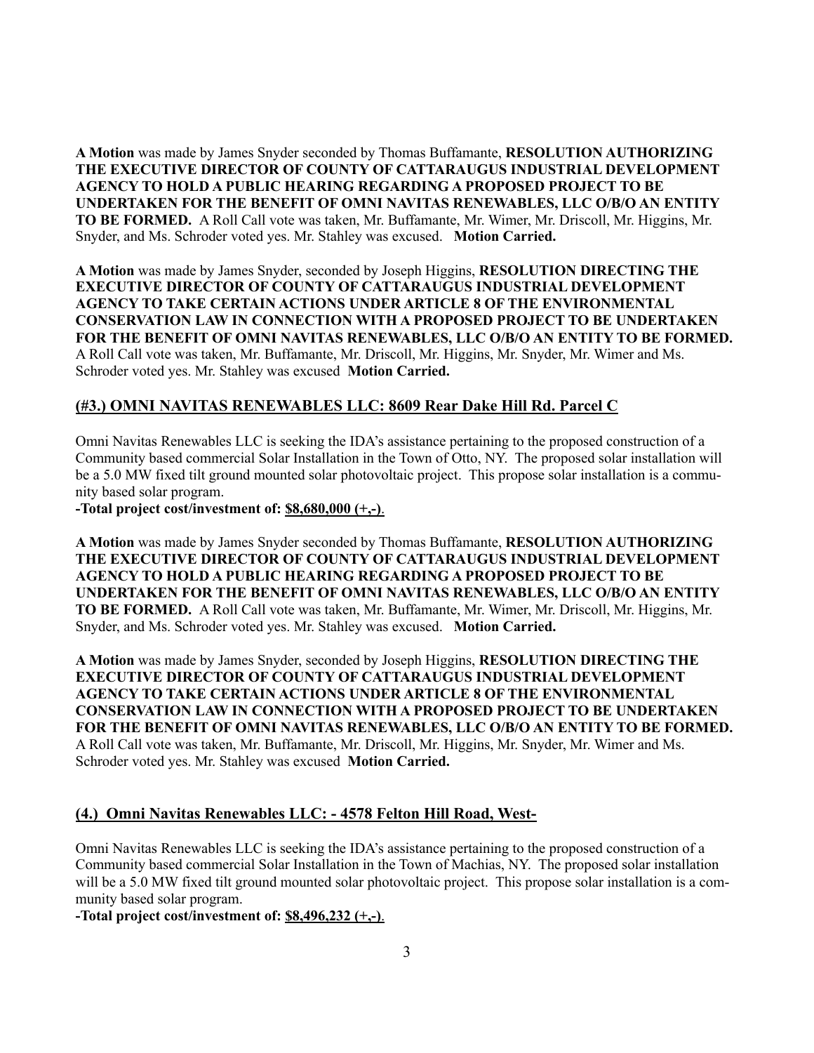**A Motion** was made by James Snyder seconded by Thomas Buffamante, **RESOLUTION AUTHORIZING THE EXECUTIVE DIRECTOR OF COUNTY OF CATTARAUGUS INDUSTRIAL DEVELOPMENT AGENCY TO HOLD A PUBLIC HEARING REGARDING A PROPOSED PROJECT TO BE UNDERTAKEN FOR THE BENEFIT OF OMNI NAVITAS RENEWABLES, LLC O/B/O AN ENTITY TO BE FORMED.** A Roll Call vote was taken, Mr. Buffamante, Mr. Wimer, Mr. Driscoll, Mr. Higgins, Mr. Snyder, and Ms. Schroder voted yes. Mr. Stahley was excused. **Motion Carried.**

**A Motion** was made by James Snyder, seconded by Joseph Higgins, **RESOLUTION DIRECTING THE EXECUTIVE DIRECTOR OF COUNTY OF CATTARAUGUS INDUSTRIAL DEVELOPMENT AGENCY TO TAKE CERTAIN ACTIONS UNDER ARTICLE 8 OF THE ENVIRONMENTAL CONSERVATION LAW IN CONNECTION WITH A PROPOSED PROJECT TO BE UNDERTAKEN FOR THE BENEFIT OF OMNI NAVITAS RENEWABLES, LLC O/B/O AN ENTITY TO BE FORMED.** A Roll Call vote was taken, Mr. Buffamante, Mr. Driscoll, Mr. Higgins, Mr. Snyder, Mr. Wimer and Ms. Schroder voted yes. Mr. Stahley was excused **Motion Carried.**

## (#3.) OMNI NAVITAS RENEWABLES LLC: 8609 Rear Dake Hill Rd. Parcel C

Omni Navitas Renewables LLC is seeking the IDA's assistance pertaining to the proposed construction of a Community based commercial Solar Installation in the Town of Otto, NY. The proposed solar installation will be a 5.0 MW fixed tilt ground mounted solar photovoltaic project. This propose solar installation is a community based solar program.

**-Total project cost/investment of: $8,680,000 (+,-)**.

**A Motion** was made by James Snyder seconded by Thomas Buffamante, **RESOLUTION AUTHORIZING THE EXECUTIVE DIRECTOR OF COUNTY OF CATTARAUGUS INDUSTRIAL DEVELOPMENT AGENCY TO HOLD A PUBLIC HEARING REGARDING A PROPOSED PROJECT TO BE UNDERTAKEN FOR THE BENEFIT OF OMNI NAVITAS RENEWABLES, LLC O/B/O AN ENTITY TO BE FORMED.** A Roll Call vote was taken, Mr. Buffamante, Mr. Wimer, Mr. Driscoll, Mr. Higgins, Mr. Snyder, and Ms. Schroder voted yes. Mr. Stahley was excused. **Motion Carried.**

**A Motion** was made by James Snyder, seconded by Joseph Higgins, **RESOLUTION DIRECTING THE EXECUTIVE DIRECTOR OF COUNTY OF CATTARAUGUS INDUSTRIAL DEVELOPMENT AGENCY TO TAKE CERTAIN ACTIONS UNDER ARTICLE 8 OF THE ENVIRONMENTAL CONSERVATION LAW IN CONNECTION WITH A PROPOSED PROJECT TO BE UNDERTAKEN FOR THE BENEFIT OF OMNI NAVITAS RENEWABLES, LLC O/B/O AN ENTITY TO BE FORMED.** A Roll Call vote was taken, Mr. Buffamante, Mr. Driscoll, Mr. Higgins, Mr. Snyder, Mr. Wimer and Ms. Schroder voted yes. Mr. Stahley was excused **Motion Carried.**

## (4.) Omni Navitas Renewables LLC: - 4578 Felton Hill Road, West-

Omni Navitas Renewables LLC is seeking the IDA's assistance pertaining to the proposed construction of a Community based commercial Solar Installation in the Town of Machias, NY. The proposed solar installation will be a 5.0 MW fixed tilt ground mounted solar photovoltaic project. This propose solar installation is a community based solar program.

**-Total project cost/investment of: $8,496,232 (+,-)**.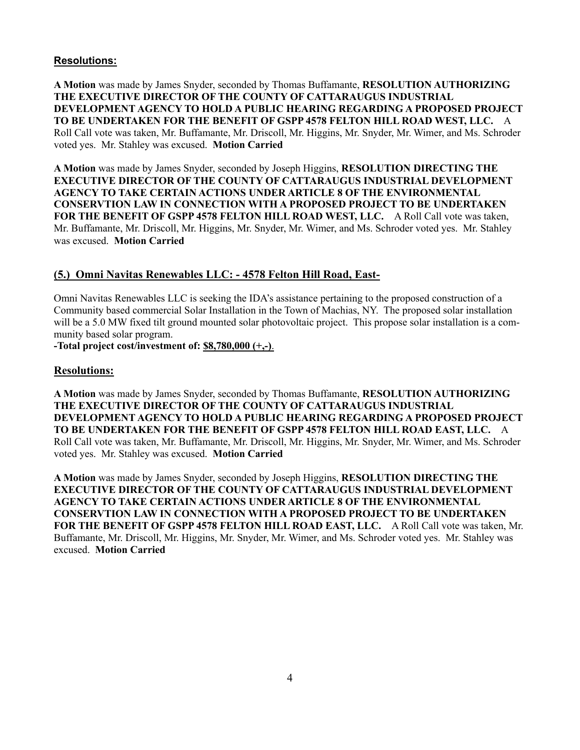**Resolutions:**

**A Motion** was made by James Snyder, seconded by Thomas Buffamante, **RESOLUTION AUTHORIZING THE EXECUTIVE DIRECTOR OF THE COUNTY OF CATTARAUGUS INDUSTRIAL DEVELOPMENT AGENCY TO HOLD A PUBLIC HEARING REGARDING A PROPOSED PROJECT TO BE UNDERTAKEN FOR THE BENEFIT OF GSPP 4578 FELTON HILL ROAD WEST, LLC.** A Roll Call vote was taken, Mr. Buffamante, Mr. Driscoll, Mr. Higgins, Mr. Snyder, Mr. Wimer, and Ms. Schroder voted yes. Mr. Stahley was excused. **Motion Carried**

**A Motion** was made by James Snyder, seconded by Joseph Higgins, **RESOLUTION DIRECTING THE EXECUTIVE DIRECTOR OF THE COUNTY OF CATTARAUGUS INDUSTRIAL DEVELOPMENT AGENCY TO TAKE CERTAIN ACTIONS UNDER ARTICLE 8 OF THE ENVIRONMENTAL CONSERVTION LAW IN CONNECTION WITH A PROPOSED PROJECT TO BE UNDERTAKEN FOR THE BENEFIT OF GSPP 4578 FELTON HILL ROAD WEST, LLC.** A Roll Call vote was taken, Mr. Buffamante, Mr. Driscoll, Mr. Higgins, Mr. Snyder, Mr. Wimer, and Ms. Schroder voted yes. Mr. Stahley was excused. **Motion Carried**

## (5.) Omni Navitas Renewables LLC: - 4578 Felton Hill Road, East-

Omni Navitas Renewables LLC is seeking the IDA's assistance pertaining to the proposed construction of a Community based commercial Solar Installation in the Town of Machias, NY. The proposed solar installation will be a 5.0 MW fixed tilt ground mounted solar photovoltaic project. This propose solar installation is a community based solar program.

**-Total project cost/investment of: $8,780,000 (+,-)**.

**Resolutions:**

**A Motion** was made by James Snyder, seconded by Thomas Buffamante, **RESOLUTION AUTHORIZING THE EXECUTIVE DIRECTOR OF THE COUNTY OF CATTARAUGUS INDUSTRIAL DEVELOPMENT AGENCY TO HOLD A PUBLIC HEARING REGARDING A PROPOSED PROJECT TO BE UNDERTAKEN FOR THE BENEFIT OF GSPP 4578 FELTON HILL ROAD EAST, LLC.** A Roll Call vote was taken, Mr. Buffamante, Mr. Driscoll, Mr. Higgins, Mr. Snyder, Mr. Wimer, and Ms. Schroder voted yes. Mr. Stahley was excused. **Motion Carried**

**A Motion** was made by James Snyder, seconded by Joseph Higgins, **RESOLUTION DIRECTING THE EXECUTIVE DIRECTOR OF THE COUNTY OF CATTARAUGUS INDUSTRIAL DEVELOPMENT AGENCY TO TAKE CERTAIN ACTIONS UNDER ARTICLE 8 OF THE ENVIRONMENTAL CONSERVTION LAW IN CONNECTION WITH A PROPOSED PROJECT TO BE UNDERTAKEN FOR THE BENEFIT OF GSPP 4578 FELTON HILL ROAD EAST, LLC.** A Roll Call vote was taken, Mr. Buffamante, Mr. Driscoll, Mr. Higgins, Mr. Snyder, Mr. Wimer, and Ms. Schroder voted yes. Mr. Stahley was excused. **Motion Carried**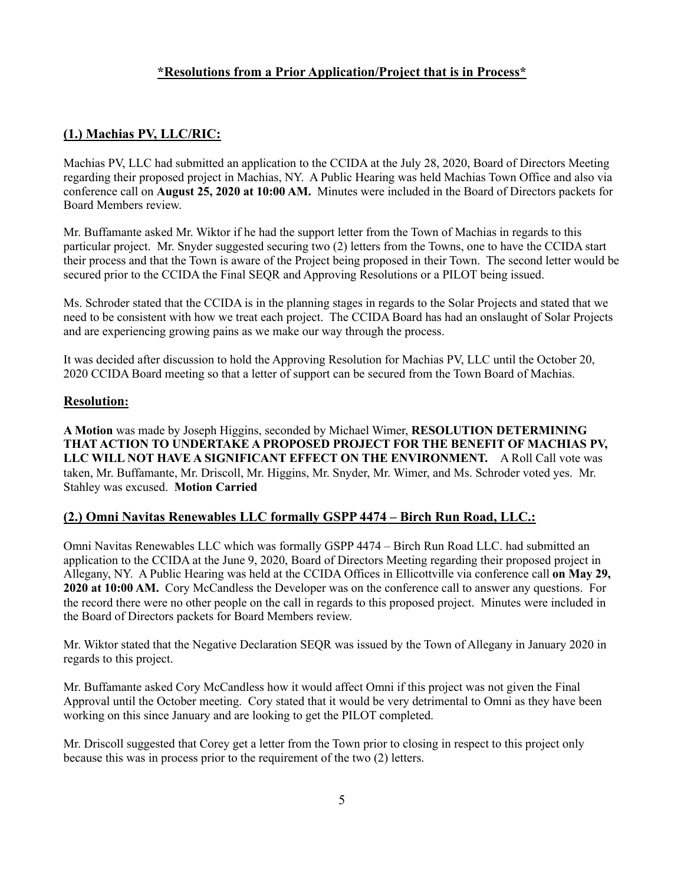**\*Resolutions from a Prior Application/Project that is in Process\***

## (1.) Machias PV, LLC/RIC:

Machias PV, LLC had submitted an application to the CCIDA at the July 28, 2020, Board of Directors Meeting regarding their proposed project in Machias, NY. A Public Hearing was held Machias Town Office and also via conference call on **August 25, 2020 at 10:00 AM.** Minutes were included in the Board of Directors packets for Board Members review.

Mr. Buffamante asked Mr. Wiktor if he had the support letter from the Town of Machias in regards to this particular project. Mr. Snyder suggested securing two (2) letters from the Towns, one to have the CCIDA start their process and that the Town is aware of the Project being proposed in their Town. The second letter would be secured prior to the CCIDA the Final SEQR and Approving Resolutions or a PILOT being issued.

Ms. Schroder stated that the CCIDA is in the planning stages in regards to the Solar Projects and stated that we need to be consistent with how we treat each project. The CCIDA Board has had an onslaught of Solar Projects and are experiencing growing pains as we make our way through the process.

It was decided after discussion to hold the Approving Resolution for Machias PV, LLC until the October 20, 2020 CCIDA Board meeting so that a letter of support can be secured from the Town Board of Machias.

## Resolution:

**A Motion** was made by Joseph Higgins, seconded by Michael Wimer, **RESOLUTION DETERMINING THAT ACTION TO UNDERTAKE A PROPOSED PROJECT FOR THE BENEFIT OF MACHIAS PV, LLC WILL NOT HAVE A SIGNIFICANT EFFECT ON THE ENVIRONMENT.** A Roll Call vote was taken, Mr. Buffamante, Mr. Driscoll, Mr. Higgins, Mr. Snyder, Mr. Wimer, and Ms. Schroder voted yes. Mr. Stahley was excused. **Motion Carried**

## (2.) Omni Navitas Renewables LLC formally GSPP 4474 – Birch Run Road, LLC.:

Omni Navitas Renewables LLC which was formally GSPP 4474 – Birch Run Road LLC. had submitted an application to the CCIDA at the June 9, 2020, Board of Directors Meeting regarding their proposed project in Allegany, NY. A Public Hearing was held at the CCIDA Offices in Ellicottville via conference call **on May 29, 2020 at 10:00 AM.** Cory McCandless the Developer was on the conference call to answer any questions. For the record there were no other people on the call in regards to this proposed project. Minutes were included in the Board of Directors packets for Board Members review.

Mr. Wiktor stated that the Negative Declaration SEQR was issued by the Town of Allegany in January 2020 in regards to this project.

Mr. Buffamante asked Cory McCandless how it would affect Omni if this project was not given the Final Approval until the October meeting. Cory stated that it would be very detrimental to Omni as they have been working on this since January and are looking to get the PILOT completed.

Mr. Driscoll suggested that Corey get a letter from the Town prior to closing in respect to this project only because this was in process prior to the requirement of the two (2) letters.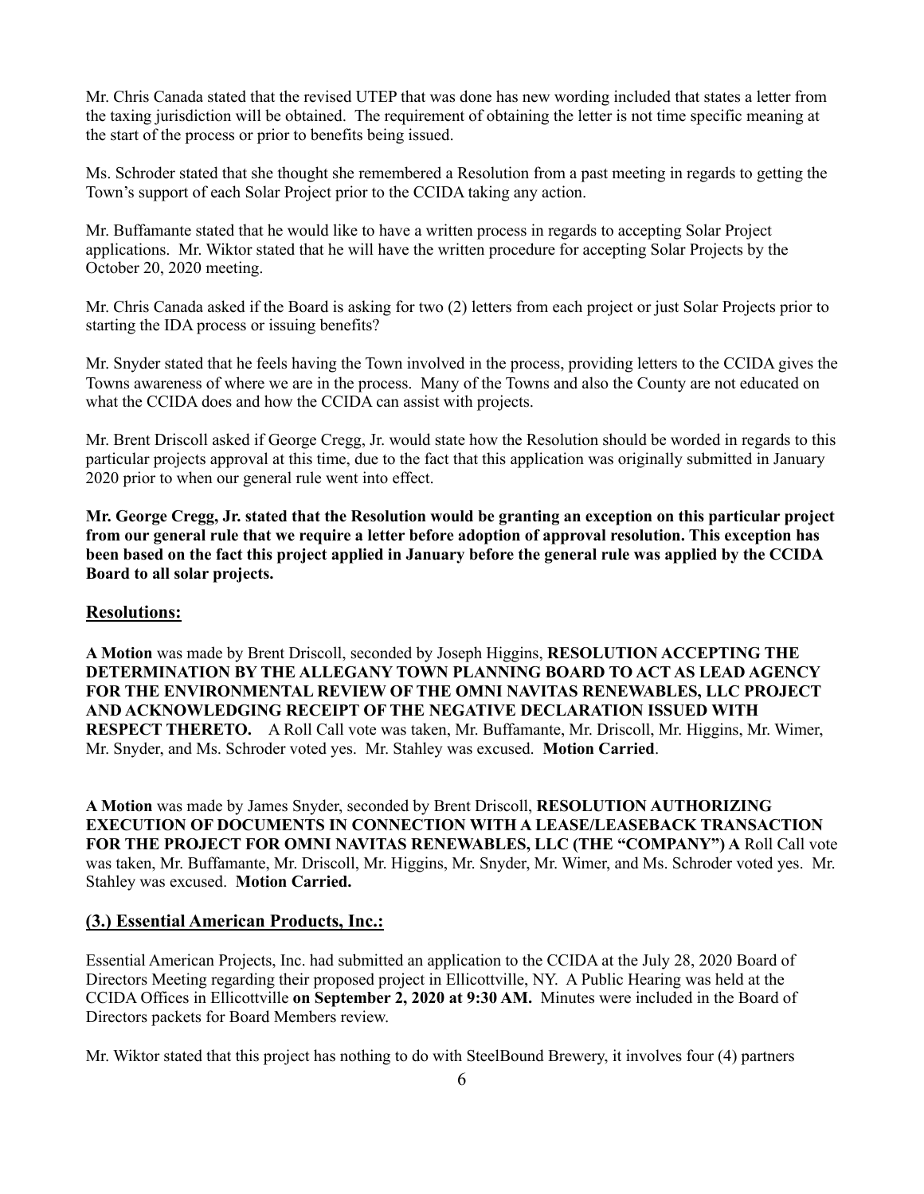Mr. Chris Canada stated that the revised UTEP that was done has new wording included that states a letter from the taxing jurisdiction will be obtained. The requirement of obtaining the letter is not time specific meaning at the start of the process or prior to benefits being issued.

Ms. Schroder stated that she thought she remembered a Resolution from a past meeting in regards to getting the Town's support of each Solar Project prior to the CCIDA taking any action.

Mr. Buffamante stated that he would like to have a written process in regards to accepting Solar Project applications. Mr. Wiktor stated that he will have the written procedure for accepting Solar Projects by the October 20, 2020 meeting.

Mr. Chris Canada asked if the Board is asking for two (2) letters from each project or just Solar Projects prior to starting the IDA process or issuing benefits?

Mr. Snyder stated that he feels having the Town involved in the process, providing letters to the CCIDA gives the Towns awareness of where we are in the process. Many of the Towns and also the County are not educated on what the CCIDA does and how the CCIDA can assist with projects.

Mr. Brent Driscoll asked if George Cregg, Jr. would state how the Resolution should be worded in regards to this particular projects approval at this time, due to the fact that this application was originally submitted in January 2020 prior to when our general rule went into effect.

**Mr. George Cregg, Jr. stated that the Resolution would be granting an exception on this particular project from our general rule that we require a letter before adoption of approval resolution. This exception has been based on the fact this project applied in January before the general rule was applied by the CCIDA Board to all solar projects.**

## Resolutions:

**A Motion** was made by Brent Driscoll, seconded by Joseph Higgins, **RESOLUTION ACCEPTING THE DETERMINATION BY THE ALLEGANY TOWN PLANNING BOARD TO ACT AS LEAD AGENCY FOR THE ENVIRONMENTAL REVIEW OF THE OMNI NAVITAS RENEWABLES, LLC PROJECT AND ACKNOWLEDGING RECEIPT OF THE NEGATIVE DECLARATION ISSUED WITH RESPECT THERETO.** A Roll Call vote was taken, Mr. Buffamante, Mr. Driscoll, Mr. Higgins, Mr. Wimer, Mr. Snyder, and Ms. Schroder voted yes. Mr. Stahley was excused. **Motion Carried**.

**A Motion** was made by James Snyder, seconded by Brent Driscoll, **RESOLUTION AUTHORIZING EXECUTION OF DOCUMENTS IN CONNECTION WITH A LEASE/LEASEBACK TRANSACTION FOR THE PROJECT FOR OMNI NAVITAS RENEWABLES, LLC (THE "COMPANY") A** Roll Call vote was taken, Mr. Buffamante, Mr. Driscoll, Mr. Higgins, Mr. Snyder, Mr. Wimer, and Ms. Schroder voted yes. Mr. Stahley was excused. **Motion Carried.**

## (3.) Essential American Products, Inc.:

Essential American Projects, Inc. had submitted an application to the CCIDA at the July 28, 2020 Board of Directors Meeting regarding their proposed project in Ellicottville, NY. A Public Hearing was held at the CCIDA Offices in Ellicottville **on September 2, 2020 at 9:30 AM.** Minutes were included in the Board of Directors packets for Board Members review.

Mr. Wiktor stated that this project has nothing to do with SteelBound Brewery, it involves four (4) partners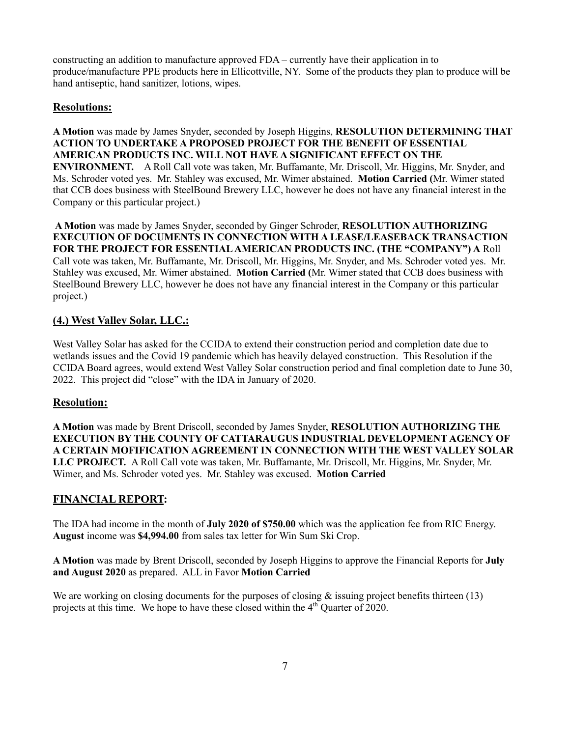constructing an addition to manufacture approved FDA – currently have their application in to produce/manufacture PPE products here in Ellicottville, NY. Some of the products they plan to produce will be hand antiseptic, hand sanitizer, lotions, wipes.

## Resolutions:

**A Motion** was made by James Snyder, seconded by Joseph Higgins, **RESOLUTION DETERMINING THAT ACTION TO UNDERTAKE A PROPOSED PROJECT FOR THE BENEFIT OF ESSENTIAL AMERICAN PRODUCTS INC. WILL NOT HAVE A SIGNIFICANT EFFECT ON THE ENVIRONMENT.** A Roll Call vote was taken, Mr. Buffamante, Mr. Driscoll, Mr. Higgins, Mr. Snyder, and Ms. Schroder voted yes. Mr. Stahley was excused, Mr. Wimer abstained. **Motion Carried (**Mr. Wimer stated that CCB does business with SteelBound Brewery LLC, however he does not have any financial interest in the Company or this particular project.)

**A Motion** was made by James Snyder, seconded by Ginger Schroder, **RESOLUTION AUTHORIZING EXECUTION OF DOCUMENTS IN CONNECTION WITH A LEASE/LEASEBACK TRANSACTION FOR THE PROJECT FOR ESSENTIAL AMERICAN PRODUCTS INC. (THE "COMPANY") A** Roll Call vote was taken, Mr. Buffamante, Mr. Driscoll, Mr. Higgins, Mr. Snyder, and Ms. Schroder voted yes. Mr. Stahley was excused, Mr. Wimer abstained. **Motion Carried (**Mr. Wimer stated that CCB does business with SteelBound Brewery LLC, however he does not have any financial interest in the Company or this particular project.)

## (4.) West Valley Solar, LLC.:

West Valley Solar has asked for the CCIDA to extend their construction period and completion date due to wetlands issues and the Covid 19 pandemic which has heavily delayed construction. This Resolution if the CCIDA Board agrees, would extend West Valley Solar construction period and final completion date to June 30, 2022. This project did "close" with the IDA in January of 2020.

## Resolution:

**A Motion** was made by Brent Driscoll, seconded by James Snyder, **RESOLUTION AUTHORIZING THE EXECUTION BY THE COUNTY OF CATTARAUGUS INDUSTRIAL DEVELOPMENT AGENCY OF A CERTAIN MOFIFICATION AGREEMENT IN CONNECTION WITH THE WEST VALLEY SOLAR LLC PROJECT.** A Roll Call vote was taken, Mr. Buffamante, Mr. Driscoll, Mr. Higgins, Mr. Snyder, Mr. Wimer, and Ms. Schroder voted yes. Mr. Stahley was excused. **Motion Carried**

## FINANCIAL REPORT:

The IDA had income in the month of **July 2020 of $750.00** which was the application fee from RIC Energy. **August** income was **$4,994.00** from sales tax letter for Win Sum Ski Crop.

**A Motion** was made by Brent Driscoll, seconded by Joseph Higgins to approve the Financial Reports for **July and August 2020** as prepared. ALL in Favor **Motion Carried**

We are working on closing documents for the purposes of closing & issuing project benefits thirteen (13) projects at this time. We hope to have these closed within the 4th Quarter of 2020.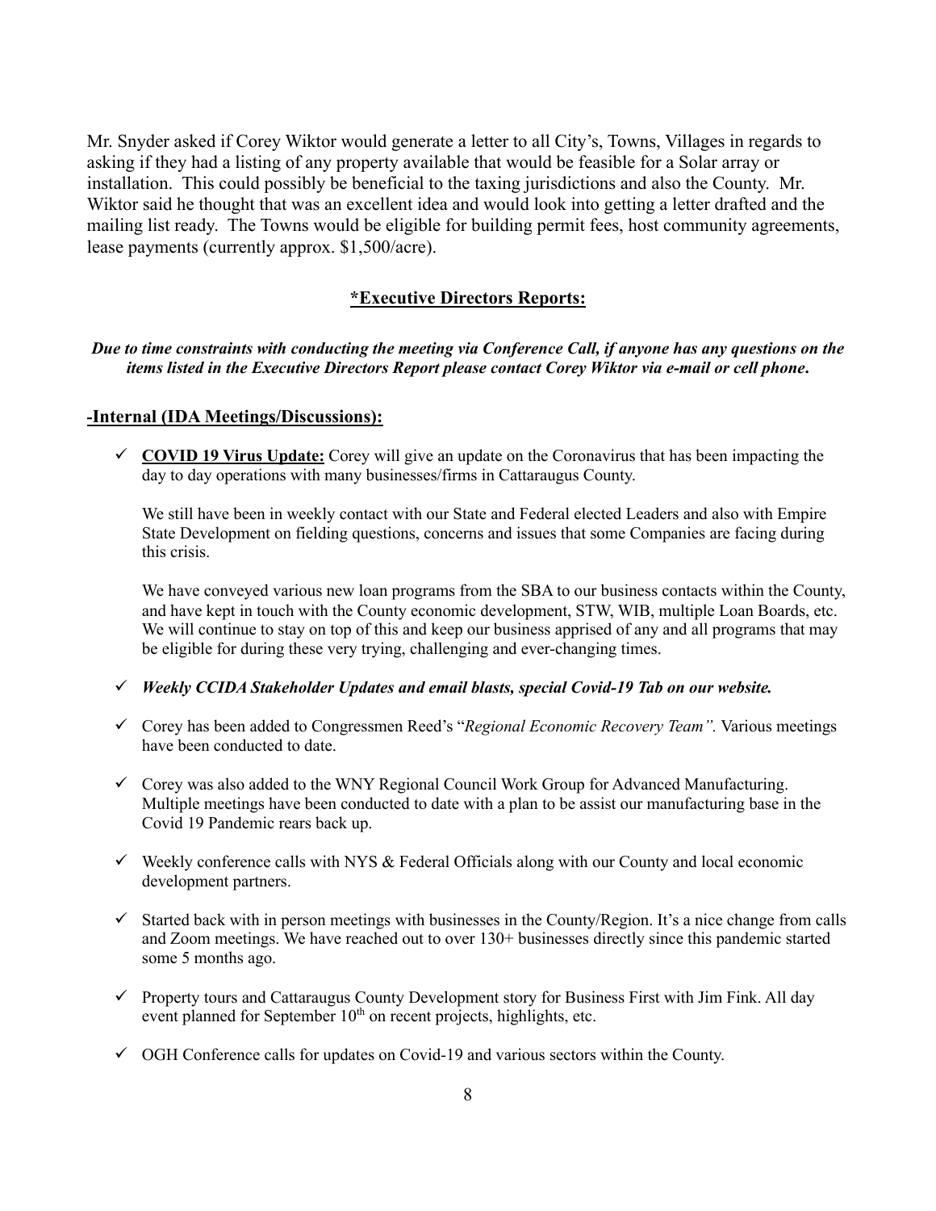Mr. Snyder asked if Corey Wiktor would generate a letter to all City's, Towns, Villages in regards to asking if they had a listing of any property available that would be feasible for a Solar array or installation. This could possibly be beneficial to the taxing jurisdictions and also the County. Mr. Wiktor said he thought that was an excellent idea and would look into getting a letter drafted and the mailing list ready. The Towns would be eligible for building permit fees, host community agreements, lease payments (currently approx. $1,500/acre).

## *Executive Directors Reports:

***Due to time constraints with conducting the meeting via Conference Call, if anyone has any questions on the items listed in the Executive Directors Report please contact Corey Wiktor via e-mail or cell phone.***

### -Internal (IDA Meetings/Discussions):

- ✓ **COVID 19 Virus Update:** Corey will give an update on the Coronavirus that has been impacting the day to day operations with many businesses/firms in Cattaraugus County.

  We still have been in weekly contact with our State and Federal elected Leaders and also with Empire State Development on fielding questions, concerns and issues that some Companies are facing during this crisis.

  We have conveyed various new loan programs from the SBA to our business contacts within the County, and have kept in touch with the County economic development, STW, WIB, multiple Loan Boards, etc. We will continue to stay on top of this and keep our business apprised of any and all programs that may be eligible for during these very trying, challenging and ever-changing times.

- ✓ ***Weekly CCIDA Stakeholder Updates and email blasts, special Covid-19 Tab on our website.***

- ✓ Corey has been added to Congressmen Reed's "*Regional Economic Recovery Team".* Various meetings have been conducted to date.

- ✓ Corey was also added to the WNY Regional Council Work Group for Advanced Manufacturing. Multiple meetings have been conducted to date with a plan to be assist our manufacturing base in the Covid 19 Pandemic rears back up.

- ✓ Weekly conference calls with NYS & Federal Officials along with our County and local economic development partners.

- ✓ Started back with in person meetings with businesses in the County/Region. It's a nice change from calls and Zoom meetings. We have reached out to over 130+ businesses directly since this pandemic started some 5 months ago.

- ✓ Property tours and Cattaraugus County Development story for Business First with Jim Fink. All day event planned for September 10th on recent projects, highlights, etc.

- ✓ OGH Conference calls for updates on Covid-19 and various sectors within the County.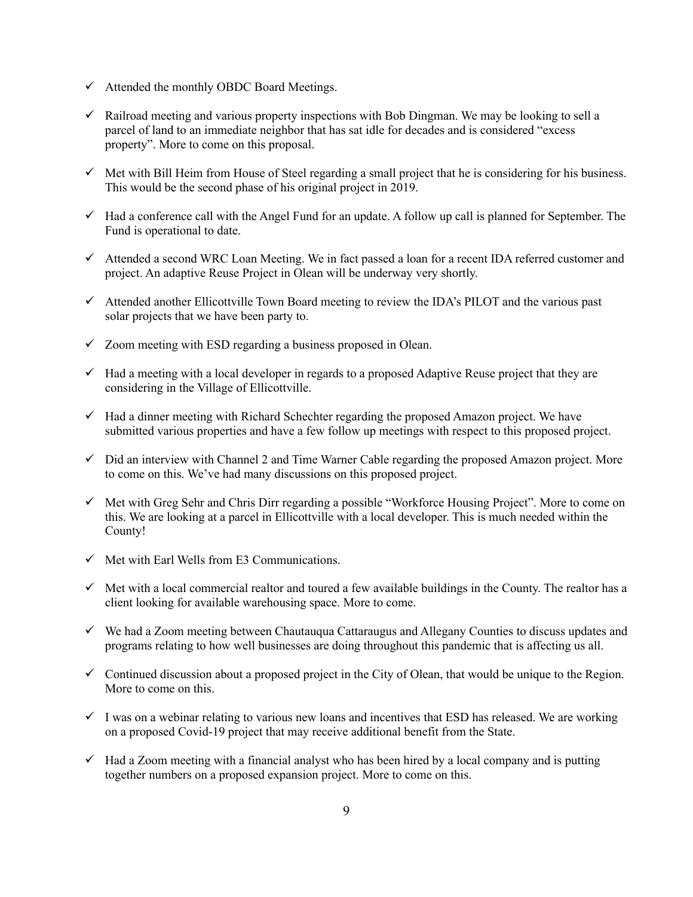- ✓ Attended the monthly OBDC Board Meetings.

- ✓ Railroad meeting and various property inspections with Bob Dingman. We may be looking to sell a parcel of land to an immediate neighbor that has sat idle for decades and is considered "excess property". More to come on this proposal.

- ✓ Met with Bill Heim from House of Steel regarding a small project that he is considering for his business. This would be the second phase of his original project in 2019.

- ✓ Had a conference call with the Angel Fund for an update. A follow up call is planned for September. The Fund is operational to date.

- ✓ Attended a second WRC Loan Meeting. We in fact passed a loan for a recent IDA referred customer and project. An adaptive Reuse Project in Olean will be underway very shortly.

- ✓ Attended another Ellicottville Town Board meeting to review the IDA's PILOT and the various past solar projects that we have been party to.

- ✓ Zoom meeting with ESD regarding a business proposed in Olean.

- ✓ Had a meeting with a local developer in regards to a proposed Adaptive Reuse project that they are considering in the Village of Ellicottville.

- ✓ Had a dinner meeting with Richard Schechter regarding the proposed Amazon project. We have submitted various properties and have a few follow up meetings with respect to this proposed project.

- ✓ Did an interview with Channel 2 and Time Warner Cable regarding the proposed Amazon project. More to come on this. We've had many discussions on this proposed project.

- ✓ Met with Greg Sehr and Chris Dirr regarding a possible "Workforce Housing Project". More to come on this. We are looking at a parcel in Ellicottville with a local developer. This is much needed within the County!

- ✓ Met with Earl Wells from E3 Communications.

- ✓ Met with a local commercial realtor and toured a few available buildings in the County. The realtor has a client looking for available warehousing space. More to come.

- ✓ We had a Zoom meeting between Chautauqua Cattaraugus and Allegany Counties to discuss updates and programs relating to how well businesses are doing throughout this pandemic that is affecting us all.

- ✓ Continued discussion about a proposed project in the City of Olean, that would be unique to the Region. More to come on this.

- ✓ I was on a webinar relating to various new loans and incentives that ESD has released. We are working on a proposed Covid-19 project that may receive additional benefit from the State.

- ✓ Had a Zoom meeting with a financial analyst who has been hired by a local company and is putting together numbers on a proposed expansion project. More to come on this.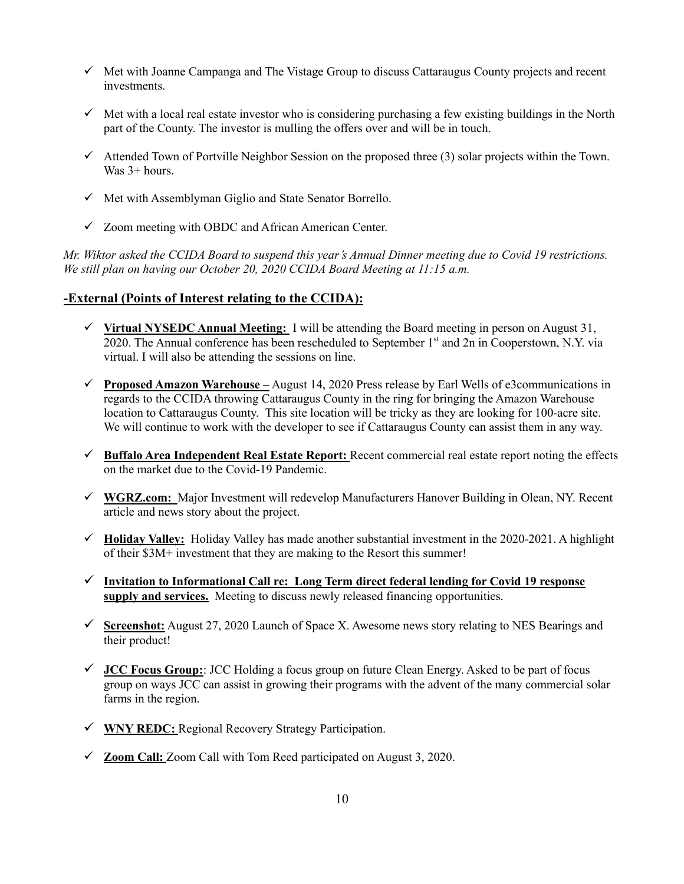- ✓ Met with Joanne Campanga and The Vistage Group to discuss Cattaraugus County projects and recent investments.
- ✓ Met with a local real estate investor who is considering purchasing a few existing buildings in the North part of the County. The investor is mulling the offers over and will be in touch.
- ✓ Attended Town of Portville Neighbor Session on the proposed three (3) solar projects within the Town. Was 3+ hours.
- ✓ Met with Assemblyman Giglio and State Senator Borrello.
- ✓ Zoom meeting with OBDC and African American Center.

*Mr. Wiktor asked the CCIDA Board to suspend this year's Annual Dinner meeting due to Covid 19 restrictions. We still plan on having our October 20, 2020 CCIDA Board Meeting at 11:15 a.m.*

## -External (Points of Interest relating to the CCIDA):

- ✓ **Virtual NYSEDC Annual Meeting:** I will be attending the Board meeting in person on August 31, 2020. The Annual conference has been rescheduled to September 1st and 2n in Cooperstown, N.Y. via virtual. I will also be attending the sessions on line.
- ✓ **Proposed Amazon Warehouse –** August 14, 2020 Press release by Earl Wells of e3communications in regards to the CCIDA throwing Cattaraugus County in the ring for bringing the Amazon Warehouse location to Cattaraugus County. This site location will be tricky as they are looking for 100-acre site. We will continue to work with the developer to see if Cattaraugus County can assist them in any way.
- ✓ **Buffalo Area Independent Real Estate Report:** Recent commercial real estate report noting the effects on the market due to the Covid-19 Pandemic.
- ✓ **WGRZ.com:** Major Investment will redevelop Manufacturers Hanover Building in Olean, NY. Recent article and news story about the project.
- ✓ **Holiday Valley:** Holiday Valley has made another substantial investment in the 2020-2021. A highlight of their $3M+ investment that they are making to the Resort this summer!
- ✓ **Invitation to Informational Call re: Long Term direct federal lending for Covid 19 response supply and services.** Meeting to discuss newly released financing opportunities.
- ✓ **Screenshot:** August 27, 2020 Launch of Space X. Awesome news story relating to NES Bearings and their product!
- ✓ **JCC Focus Group:**: JCC Holding a focus group on future Clean Energy. Asked to be part of focus group on ways JCC can assist in growing their programs with the advent of the many commercial solar farms in the region.
- ✓ **WNY REDC:** Regional Recovery Strategy Participation.
- ✓ **Zoom Call:** Zoom Call with Tom Reed participated on August 3, 2020.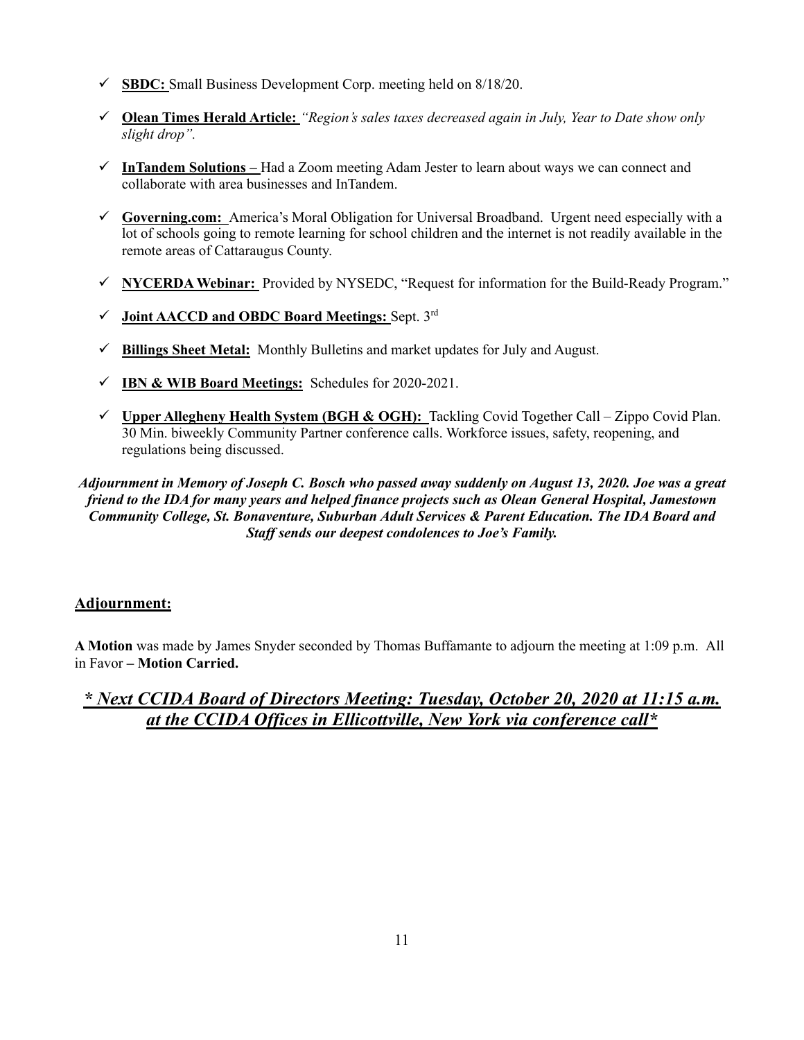- ✓ **SBDC:** Small Business Development Corp. meeting held on 8/18/20.
- ✓ **Olean Times Herald Article:** *"Region's sales taxes decreased again in July, Year to Date show only slight drop".*
- ✓ **InTandem Solutions –** Had a Zoom meeting Adam Jester to learn about ways we can connect and collaborate with area businesses and InTandem.
- ✓ **Governing.com:** America's Moral Obligation for Universal Broadband. Urgent need especially with a lot of schools going to remote learning for school children and the internet is not readily available in the remote areas of Cattaraugus County.
- ✓ **NYCERDA Webinar:** Provided by NYSEDC, "Request for information for the Build-Ready Program."
- ✓ **Joint AACCD and OBDC Board Meetings:** Sept. 3rd
- ✓ **Billings Sheet Metal:** Monthly Bulletins and market updates for July and August.
- ✓ **IBN & WIB Board Meetings:** Schedules for 2020-2021.
- ✓ **Upper Allegheny Health System (BGH & OGH):** Tackling Covid Together Call – Zippo Covid Plan. 30 Min. biweekly Community Partner conference calls. Workforce issues, safety, reopening, and regulations being discussed.

***Adjournment in Memory of Joseph C. Bosch who passed away suddenly on August 13, 2020. Joe was a great friend to the IDA for many years and helped finance projects such as Olean General Hospital, Jamestown Community College, St. Bonaventure, Suburban Adult Services & Parent Education. The IDA Board and Staff sends our deepest condolences to Joe's Family.***

## Adjournment:

**A Motion** was made by James Snyder seconded by Thomas Buffamante to adjourn the meeting at 1:09 p.m. All in Favor **– Motion Carried.**

## *\* Next CCIDA Board of Directors Meeting: Tuesday, October 20, 2020 at 11:15 a.m. at the CCIDA Offices in Ellicottville, New York via conference call\**